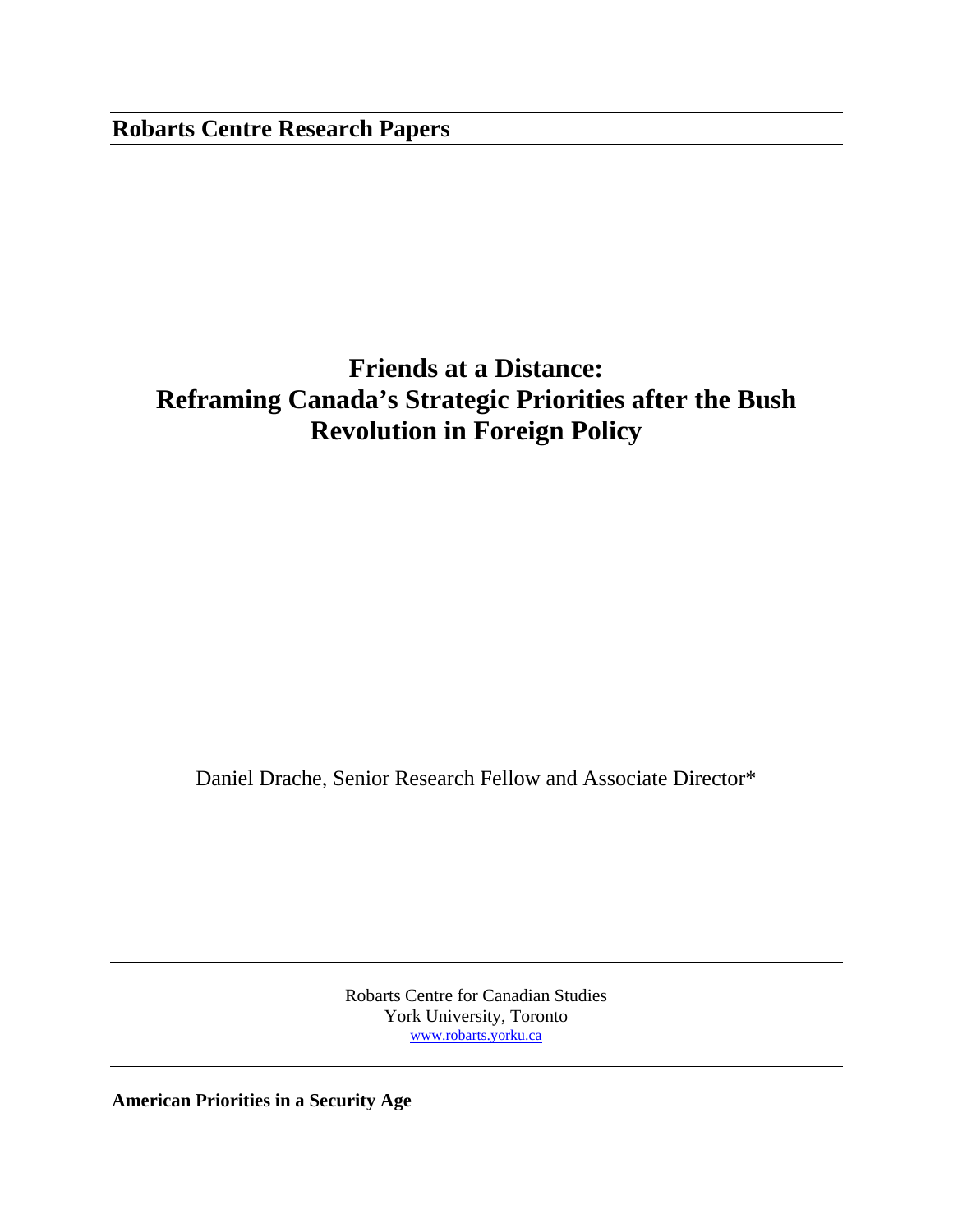**Robarts Centre Research Papers**

# Friends at a Distance: Reframing Canada's Strategic Priorities after the Bush Revolution in Foreign Policy

Daniel Drache, Senior Research Fellow and Associate Director*

Robarts Centre for Canadian Studies
York University, Toronto
www.robarts.yorku.ca

## American Priorities in a Security Age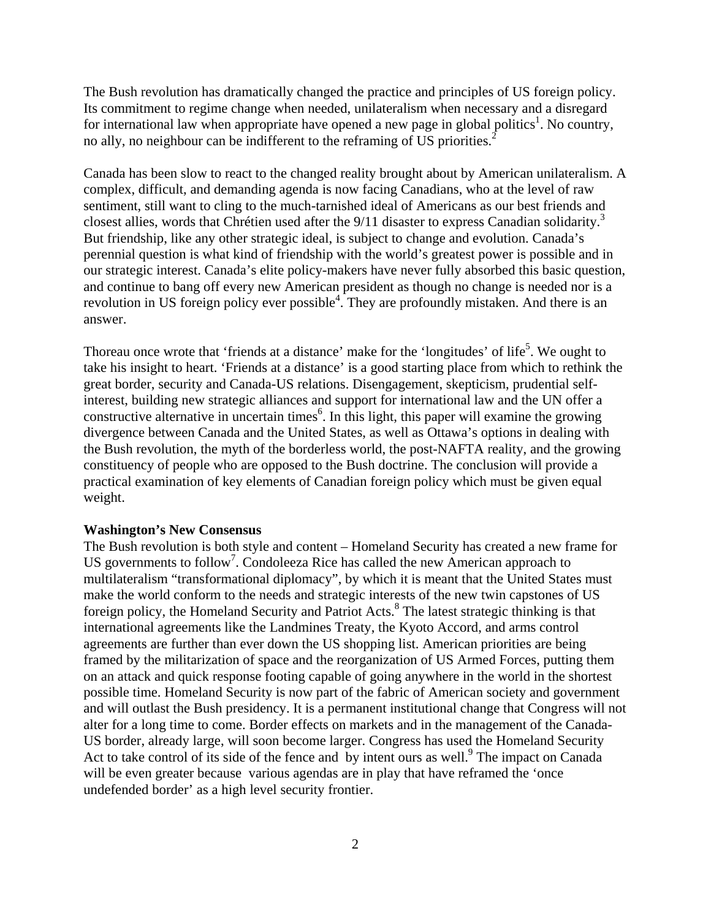The Bush revolution has dramatically changed the practice and principles of US foreign policy. Its commitment to regime change when needed, unilateralism when necessary and a disregard for international law when appropriate have opened a new page in global politics[1]. No country, no ally, no neighbour can be indifferent to the reframing of US priorities.[2]

Canada has been slow to react to the changed reality brought about by American unilateralism. A complex, difficult, and demanding agenda is now facing Canadians, who at the level of raw sentiment, still want to cling to the much-tarnished ideal of Americans as our best friends and closest allies, words that Chrétien used after the 9/11 disaster to express Canadian solidarity.[3] But friendship, like any other strategic ideal, is subject to change and evolution. Canada's perennial question is what kind of friendship with the world's greatest power is possible and in our strategic interest. Canada's elite policy-makers have never fully absorbed this basic question, and continue to bang off every new American president as though no change is needed nor is a revolution in US foreign policy ever possible[4]. They are profoundly mistaken. And there is an answer.

Thoreau once wrote that 'friends at a distance' make for the 'longitudes' of life[5]. We ought to take his insight to heart. 'Friends at a distance' is a good starting place from which to rethink the great border, security and Canada-US relations. Disengagement, skepticism, prudential self-interest, building new strategic alliances and support for international law and the UN offer a constructive alternative in uncertain times[6]. In this light, this paper will examine the growing divergence between Canada and the United States, as well as Ottawa's options in dealing with the Bush revolution, the myth of the borderless world, the post-NAFTA reality, and the growing constituency of people who are opposed to the Bush doctrine. The conclusion will provide a practical examination of key elements of Canadian foreign policy which must be given equal weight.

**Washington's New Consensus**

The Bush revolution is both style and content – Homeland Security has created a new frame for US governments to follow[7]. Condoleeza Rice has called the new American approach to multilateralism "transformational diplomacy", by which it is meant that the United States must make the world conform to the needs and strategic interests of the new twin capstones of US foreign policy, the Homeland Security and Patriot Acts.[8] The latest strategic thinking is that international agreements like the Landmines Treaty, the Kyoto Accord, and arms control agreements are further than ever down the US shopping list. American priorities are being framed by the militarization of space and the reorganization of US Armed Forces, putting them on an attack and quick response footing capable of going anywhere in the world in the shortest possible time. Homeland Security is now part of the fabric of American society and government and will outlast the Bush presidency. It is a permanent institutional change that Congress will not alter for a long time to come. Border effects on markets and in the management of the Canada-US border, already large, will soon become larger. Congress has used the Homeland Security Act to take control of its side of the fence and by intent ours as well.[9] The impact on Canada will be even greater because various agendas are in play that have reframed the 'once undefended border' as a high level security frontier.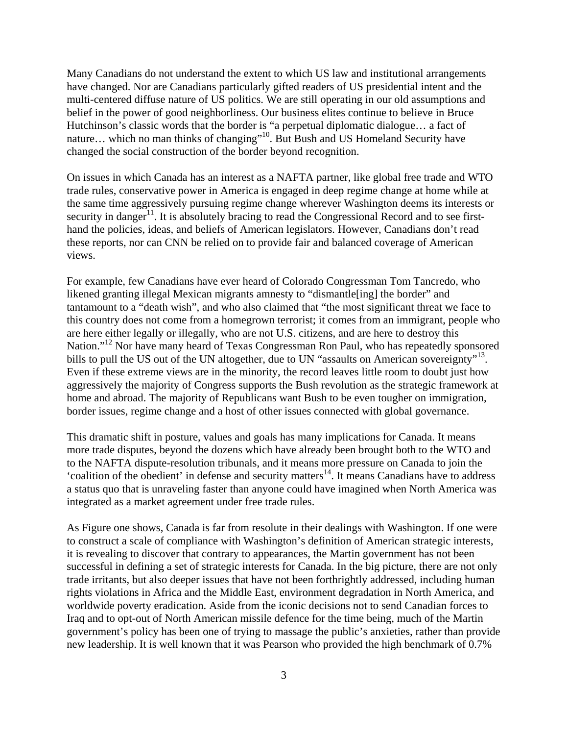Many Canadians do not understand the extent to which US law and institutional arrangements have changed. Nor are Canadians particularly gifted readers of US presidential intent and the multi-centered diffuse nature of US politics. We are still operating in our old assumptions and belief in the power of good neighborliness. Our business elites continue to believe in Bruce Hutchinson's classic words that the border is "a perpetual diplomatic dialogue… a fact of nature… which no man thinks of changing"[10]. But Bush and US Homeland Security have changed the social construction of the border beyond recognition.

On issues in which Canada has an interest as a NAFTA partner, like global free trade and WTO trade rules, conservative power in America is engaged in deep regime change at home while at the same time aggressively pursuing regime change wherever Washington deems its interests or security in danger[11]. It is absolutely bracing to read the Congressional Record and to see first-hand the policies, ideas, and beliefs of American legislators. However, Canadians don't read these reports, nor can CNN be relied on to provide fair and balanced coverage of American views.

For example, few Canadians have ever heard of Colorado Congressman Tom Tancredo, who likened granting illegal Mexican migrants amnesty to "dismantle[ing] the border" and tantamount to a "death wish", and who also claimed that "the most significant threat we face to this country does not come from a homegrown terrorist; it comes from an immigrant, people who are here either legally or illegally, who are not U.S. citizens, and are here to destroy this Nation."[12] Nor have many heard of Texas Congressman Ron Paul, who has repeatedly sponsored bills to pull the US out of the UN altogether, due to UN "assaults on American sovereignty"[13]. Even if these extreme views are in the minority, the record leaves little room to doubt just how aggressively the majority of Congress supports the Bush revolution as the strategic framework at home and abroad. The majority of Republicans want Bush to be even tougher on immigration, border issues, regime change and a host of other issues connected with global governance.

This dramatic shift in posture, values and goals has many implications for Canada. It means more trade disputes, beyond the dozens which have already been brought both to the WTO and to the NAFTA dispute-resolution tribunals, and it means more pressure on Canada to join the 'coalition of the obedient' in defense and security matters[14]. It means Canadians have to address a status quo that is unraveling faster than anyone could have imagined when North America was integrated as a market agreement under free trade rules.

As Figure one shows, Canada is far from resolute in their dealings with Washington. If one were to construct a scale of compliance with Washington's definition of American strategic interests, it is revealing to discover that contrary to appearances, the Martin government has not been successful in defining a set of strategic interests for Canada. In the big picture, there are not only trade irritants, but also deeper issues that have not been forthrightly addressed, including human rights violations in Africa and the Middle East, environment degradation in North America, and worldwide poverty eradication. Aside from the iconic decisions not to send Canadian forces to Iraq and to opt-out of North American missile defence for the time being, much of the Martin government's policy has been one of trying to massage the public's anxieties, rather than provide new leadership. It is well known that it was Pearson who provided the high benchmark of 0.7%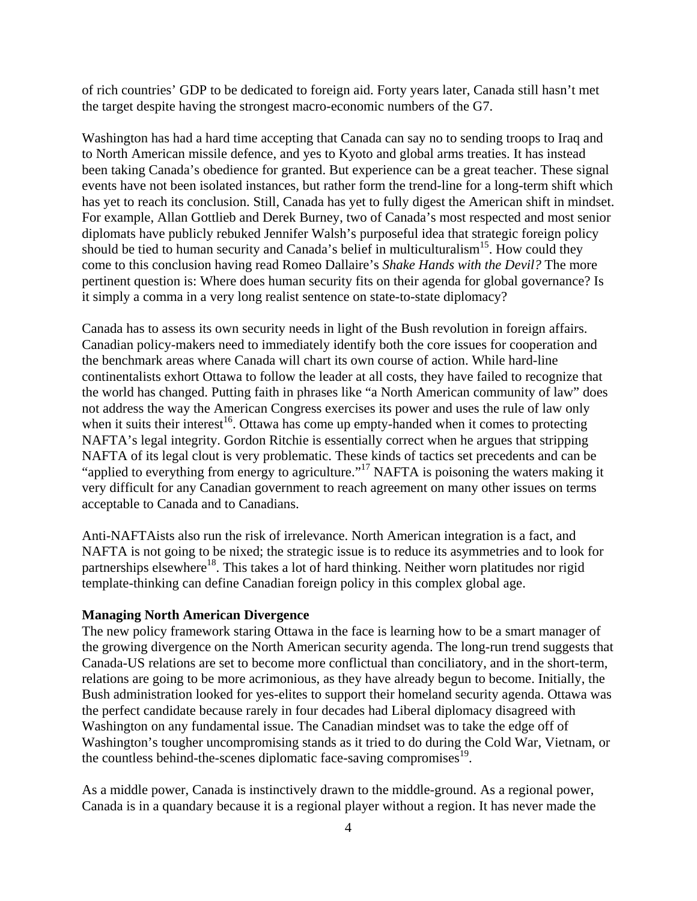of rich countries' GDP to be dedicated to foreign aid. Forty years later, Canada still hasn't met the target despite having the strongest macro-economic numbers of the G7.

Washington has had a hard time accepting that Canada can say no to sending troops to Iraq and to North American missile defence, and yes to Kyoto and global arms treaties. It has instead been taking Canada's obedience for granted. But experience can be a great teacher. These signal events have not been isolated instances, but rather form the trend-line for a long-term shift which has yet to reach its conclusion. Still, Canada has yet to fully digest the American shift in mindset. For example, Allan Gottlieb and Derek Burney, two of Canada's most respected and most senior diplomats have publicly rebuked Jennifer Walsh's purposeful idea that strategic foreign policy should be tied to human security and Canada's belief in multiculturalism[15]. How could they come to this conclusion having read Romeo Dallaire's *Shake Hands with the Devil?* The more pertinent question is: Where does human security fits on their agenda for global governance? Is it simply a comma in a very long realist sentence on state-to-state diplomacy?

Canada has to assess its own security needs in light of the Bush revolution in foreign affairs. Canadian policy-makers need to immediately identify both the core issues for cooperation and the benchmark areas where Canada will chart its own course of action. While hard-line continentalists exhort Ottawa to follow the leader at all costs, they have failed to recognize that the world has changed. Putting faith in phrases like "a North American community of law" does not address the way the American Congress exercises its power and uses the rule of law only when it suits their interest[16]. Ottawa has come up empty-handed when it comes to protecting NAFTA's legal integrity. Gordon Ritchie is essentially correct when he argues that stripping NAFTA of its legal clout is very problematic. These kinds of tactics set precedents and can be "applied to everything from energy to agriculture."[17] NAFTA is poisoning the waters making it very difficult for any Canadian government to reach agreement on many other issues on terms acceptable to Canada and to Canadians.

Anti-NAFTAists also run the risk of irrelevance. North American integration is a fact, and NAFTA is not going to be nixed; the strategic issue is to reduce its asymmetries and to look for partnerships elsewhere[18]. This takes a lot of hard thinking. Neither worn platitudes nor rigid template-thinking can define Canadian foreign policy in this complex global age.

**Managing North American Divergence**

The new policy framework staring Ottawa in the face is learning how to be a smart manager of the growing divergence on the North American security agenda. The long-run trend suggests that Canada-US relations are set to become more conflictual than conciliatory, and in the short-term, relations are going to be more acrimonious, as they have already begun to become. Initially, the Bush administration looked for yes-elites to support their homeland security agenda. Ottawa was the perfect candidate because rarely in four decades had Liberal diplomacy disagreed with Washington on any fundamental issue. The Canadian mindset was to take the edge off of Washington's tougher uncompromising stands as it tried to do during the Cold War, Vietnam, or the countless behind-the-scenes diplomatic face-saving compromises[19].

As a middle power, Canada is instinctively drawn to the middle-ground. As a regional power, Canada is in a quandary because it is a regional player without a region. It has never made the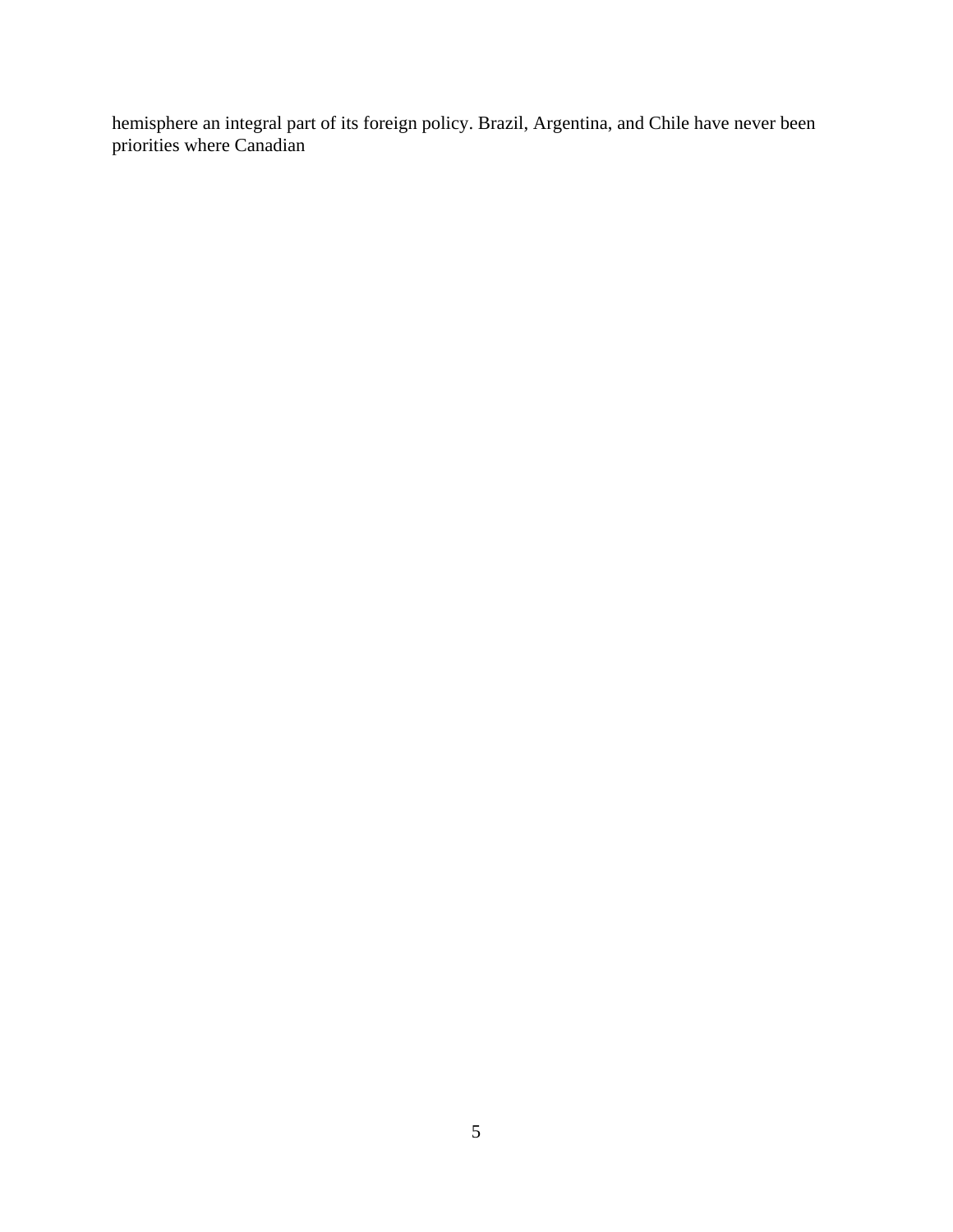hemisphere an integral part of its foreign policy. Brazil, Argentina, and Chile have never been priorities where Canadian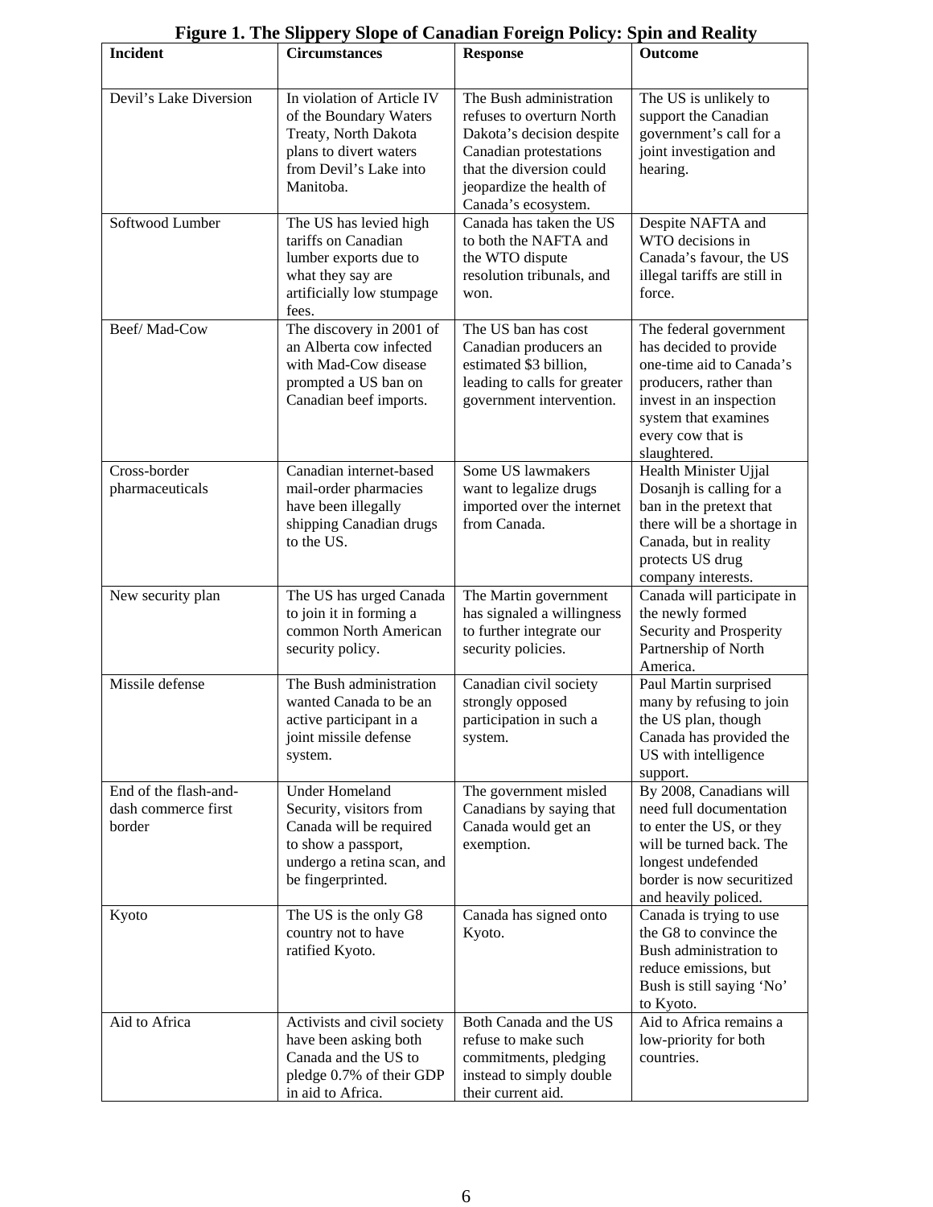**Figure 1. The Slippery Slope of Canadian Foreign Policy: Spin and Reality**

| Incident | Circumstances | Response | Outcome |
|---|---|---|---|
| Devil's Lake Diversion | In violation of Article IV of the Boundary Waters Treaty, North Dakota plans to divert waters from Devil's Lake into Manitoba. | The Bush administration refuses to overturn North Dakota's decision despite Canadian protestations that the diversion could jeopardize the health of Canada's ecosystem. | The US is unlikely to support the Canadian government's call for a joint investigation and hearing. |
| Softwood Lumber | The US has levied high tariffs on Canadian lumber exports due to what they say are artificially low stumpage fees. | Canada has taken the US to both the NAFTA and the WTO dispute resolution tribunals, and won. | Despite NAFTA and WTO decisions in Canada's favour, the US illegal tariffs are still in force. |
| Beef/ Mad-Cow | The discovery in 2001 of an Alberta cow infected with Mad-Cow disease prompted a US ban on Canadian beef imports. | The US ban has cost Canadian producers an estimated $3 billion, leading to calls for greater government intervention. | The federal government has decided to provide one-time aid to Canada's producers, rather than invest in an inspection system that examines every cow that is slaughtered. |
| Cross-border pharmaceuticals | Canadian internet-based mail-order pharmacies have been illegally shipping Canadian drugs to the US. | Some US lawmakers want to legalize drugs imported over the internet from Canada. | Health Minister Ujjal Dosanjh is calling for a ban in the pretext that there will be a shortage in Canada, but in reality protects US drug company interests. |
| New security plan | The US has urged Canada to join it in forming a common North American security policy. | The Martin government has signaled a willingness to further integrate our security policies. | Canada will participate in the newly formed Security and Prosperity Partnership of North America. |
| Missile defense | The Bush administration wanted Canada to be an active participant in a joint missile defense system. | Canadian civil society strongly opposed participation in such a system. | Paul Martin surprised many by refusing to join the US plan, though Canada has provided the US with intelligence support. |
| End of the flash-and-dash commerce first border | Under Homeland Security, visitors from Canada will be required to show a passport, undergo a retina scan, and be fingerprinted. | The government misled Canadians by saying that Canada would get an exemption. | By 2008, Canadians will need full documentation to enter the US, or they will be turned back. The longest undefended border is now securitized and heavily policed. |
| Kyoto | The US is the only G8 country not to have ratified Kyoto. | Canada has signed onto Kyoto. | Canada is trying to use the G8 to convince the Bush administration to reduce emissions, but Bush is still saying 'No' to Kyoto. |
| Aid to Africa | Activists and civil society have been asking both Canada and the US to pledge 0.7% of their GDP in aid to Africa. | Both Canada and the US refuse to make such commitments, pledging instead to simply double their current aid. | Aid to Africa remains a low-priority for both countries. |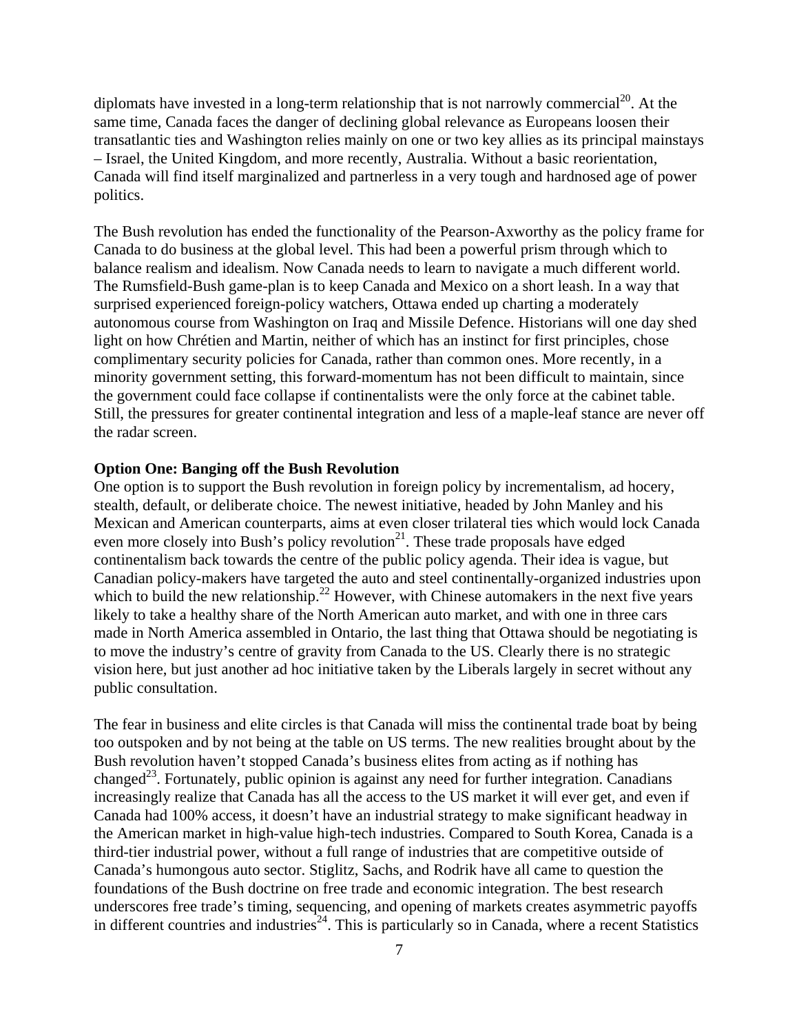diplomats have invested in a long-term relationship that is not narrowly commercial[20]. At the same time, Canada faces the danger of declining global relevance as Europeans loosen their transatlantic ties and Washington relies mainly on one or two key allies as its principal mainstays – Israel, the United Kingdom, and more recently, Australia. Without a basic reorientation, Canada will find itself marginalized and partnerless in a very tough and hardnosed age of power politics.

The Bush revolution has ended the functionality of the Pearson-Axworthy as the policy frame for Canada to do business at the global level. This had been a powerful prism through which to balance realism and idealism. Now Canada needs to learn to navigate a much different world. The Rumsfeld-Bush game-plan is to keep Canada and Mexico on a short leash. In a way that surprised experienced foreign-policy watchers, Ottawa ended up charting a moderately autonomous course from Washington on Iraq and Missile Defence. Historians will one day shed light on how Chrétien and Martin, neither of which has an instinct for first principles, chose complimentary security policies for Canada, rather than common ones. More recently, in a minority government setting, this forward-momentum has not been difficult to maintain, since the government could face collapse if continentalists were the only force at the cabinet table. Still, the pressures for greater continental integration and less of a maple-leaf stance are never off the radar screen.

**Option One: Banging off the Bush Revolution**

One option is to support the Bush revolution in foreign policy by incrementalism, ad hocery, stealth, default, or deliberate choice. The newest initiative, headed by John Manley and his Mexican and American counterparts, aims at even closer trilateral ties which would lock Canada even more closely into Bush's policy revolution[21]. These trade proposals have edged continentalism back towards the centre of the public policy agenda. Their idea is vague, but Canadian policy-makers have targeted the auto and steel continentally-organized industries upon which to build the new relationship.[22] However, with Chinese automakers in the next five years likely to take a healthy share of the North American auto market, and with one in three cars made in North America assembled in Ontario, the last thing that Ottawa should be negotiating is to move the industry's centre of gravity from Canada to the US. Clearly there is no strategic vision here, but just another ad hoc initiative taken by the Liberals largely in secret without any public consultation.

The fear in business and elite circles is that Canada will miss the continental trade boat by being too outspoken and by not being at the table on US terms. The new realities brought about by the Bush revolution haven't stopped Canada's business elites from acting as if nothing has changed[23]. Fortunately, public opinion is against any need for further integration. Canadians increasingly realize that Canada has all the access to the US market it will ever get, and even if Canada had 100% access, it doesn't have an industrial strategy to make significant headway in the American market in high-value high-tech industries. Compared to South Korea, Canada is a third-tier industrial power, without a full range of industries that are competitive outside of Canada's humongous auto sector. Stiglitz, Sachs, and Rodrik have all came to question the foundations of the Bush doctrine on free trade and economic integration. The best research underscores free trade's timing, sequencing, and opening of markets creates asymmetric payoffs in different countries and industries[24]. This is particularly so in Canada, where a recent Statistics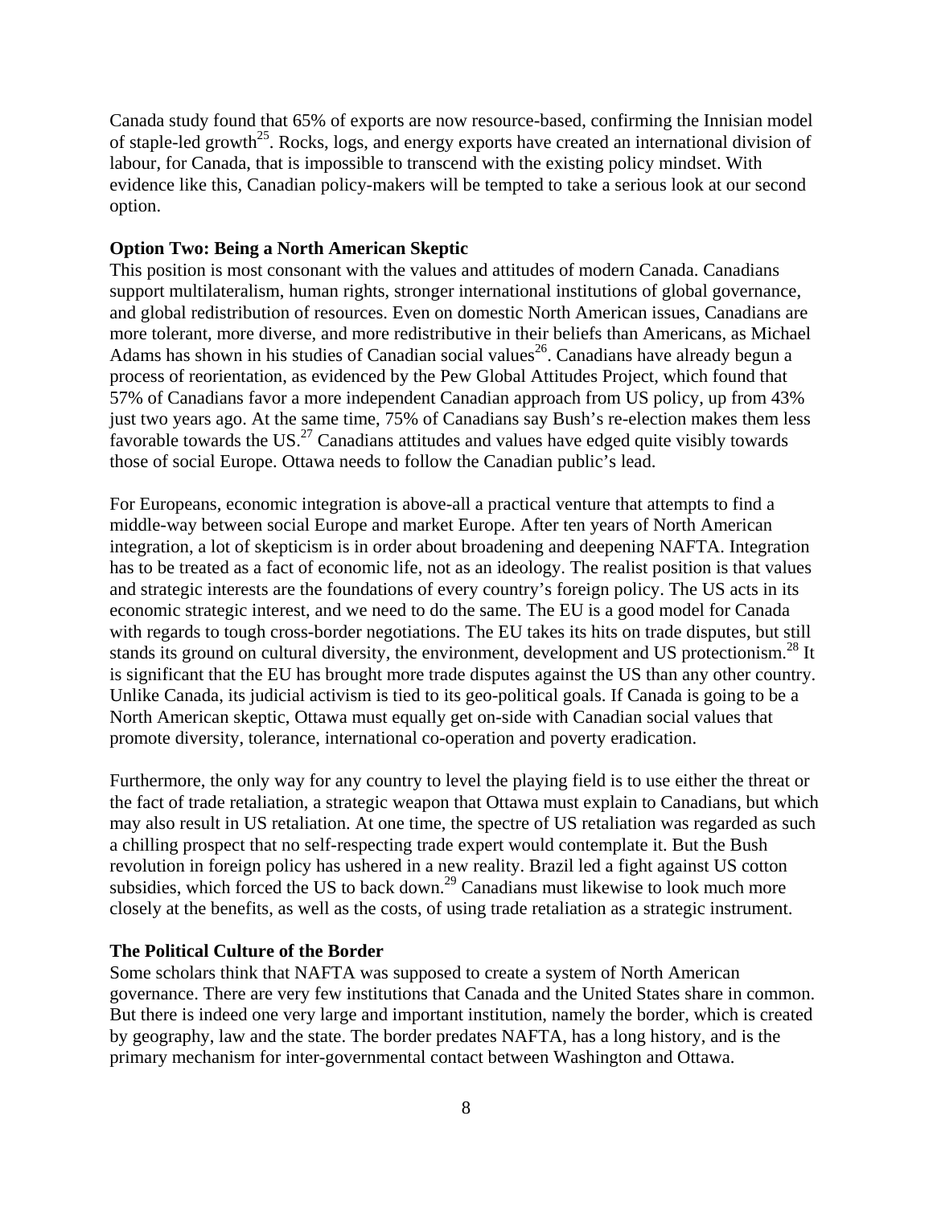Canada study found that 65% of exports are now resource-based, confirming the Innisian model of staple-led growth[25]. Rocks, logs, and energy exports have created an international division of labour, for Canada, that is impossible to transcend with the existing policy mindset. With evidence like this, Canadian policy-makers will be tempted to take a serious look at our second option.

**Option Two: Being a North American Skeptic**

This position is most consonant with the values and attitudes of modern Canada. Canadians support multilateralism, human rights, stronger international institutions of global governance, and global redistribution of resources. Even on domestic North American issues, Canadians are more tolerant, more diverse, and more redistributive in their beliefs than Americans, as Michael Adams has shown in his studies of Canadian social values[26]. Canadians have already begun a process of reorientation, as evidenced by the Pew Global Attitudes Project, which found that 57% of Canadians favor a more independent Canadian approach from US policy, up from 43% just two years ago. At the same time, 75% of Canadians say Bush's re-election makes them less favorable towards the US.[27] Canadians attitudes and values have edged quite visibly towards those of social Europe. Ottawa needs to follow the Canadian public's lead.

For Europeans, economic integration is above-all a practical venture that attempts to find a middle-way between social Europe and market Europe. After ten years of North American integration, a lot of skepticism is in order about broadening and deepening NAFTA. Integration has to be treated as a fact of economic life, not as an ideology. The realist position is that values and strategic interests are the foundations of every country's foreign policy. The US acts in its economic strategic interest, and we need to do the same. The EU is a good model for Canada with regards to tough cross-border negotiations. The EU takes its hits on trade disputes, but still stands its ground on cultural diversity, the environment, development and US protectionism.[28] It is significant that the EU has brought more trade disputes against the US than any other country. Unlike Canada, its judicial activism is tied to its geo-political goals. If Canada is going to be a North American skeptic, Ottawa must equally get on-side with Canadian social values that promote diversity, tolerance, international co-operation and poverty eradication.

Furthermore, the only way for any country to level the playing field is to use either the threat or the fact of trade retaliation, a strategic weapon that Ottawa must explain to Canadians, but which may also result in US retaliation. At one time, the spectre of US retaliation was regarded as such a chilling prospect that no self-respecting trade expert would contemplate it. But the Bush revolution in foreign policy has ushered in a new reality. Brazil led a fight against US cotton subsidies, which forced the US to back down.[29] Canadians must likewise to look much more closely at the benefits, as well as the costs, of using trade retaliation as a strategic instrument.

**The Political Culture of the Border**

Some scholars think that NAFTA was supposed to create a system of North American governance. There are very few institutions that Canada and the United States share in common. But there is indeed one very large and important institution, namely the border, which is created by geography, law and the state. The border predates NAFTA, has a long history, and is the primary mechanism for inter-governmental contact between Washington and Ottawa.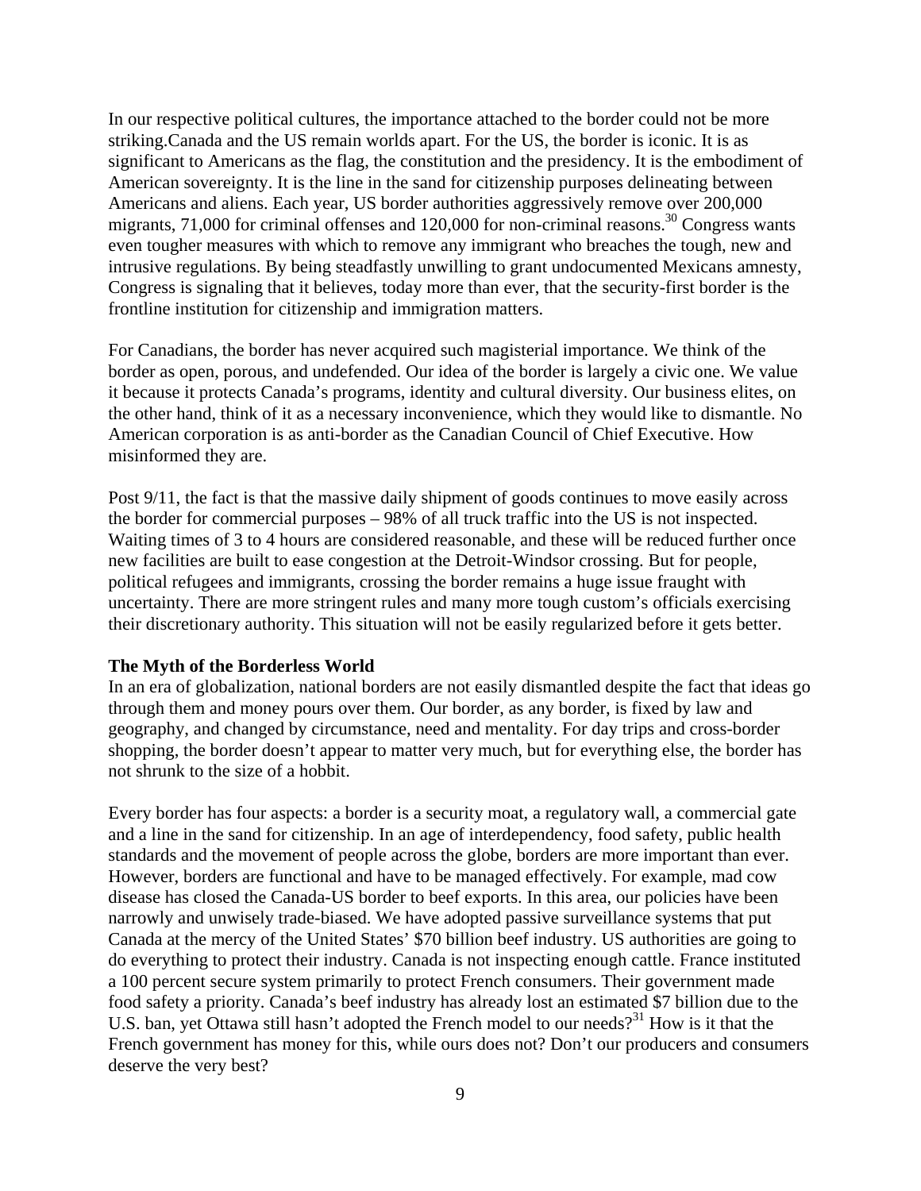In our respective political cultures, the importance attached to the border could not be more striking.Canada and the US remain worlds apart. For the US, the border is iconic. It is as significant to Americans as the flag, the constitution and the presidency. It is the embodiment of American sovereignty. It is the line in the sand for citizenship purposes delineating between Americans and aliens. Each year, US border authorities aggressively remove over 200,000 migrants, 71,000 for criminal offenses and 120,000 for non-criminal reasons.[30] Congress wants even tougher measures with which to remove any immigrant who breaches the tough, new and intrusive regulations. By being steadfastly unwilling to grant undocumented Mexicans amnesty, Congress is signaling that it believes, today more than ever, that the security-first border is the frontline institution for citizenship and immigration matters.

For Canadians, the border has never acquired such magisterial importance. We think of the border as open, porous, and undefended. Our idea of the border is largely a civic one. We value it because it protects Canada's programs, identity and cultural diversity. Our business elites, on the other hand, think of it as a necessary inconvenience, which they would like to dismantle. No American corporation is as anti-border as the Canadian Council of Chief Executive. How misinformed they are.

Post 9/11, the fact is that the massive daily shipment of goods continues to move easily across the border for commercial purposes – 98% of all truck traffic into the US is not inspected. Waiting times of 3 to 4 hours are considered reasonable, and these will be reduced further once new facilities are built to ease congestion at the Detroit-Windsor crossing. But for people, political refugees and immigrants, crossing the border remains a huge issue fraught with uncertainty. There are more stringent rules and many more tough custom's officials exercising their discretionary authority. This situation will not be easily regularized before it gets better.

**The Myth of the Borderless World**

In an era of globalization, national borders are not easily dismantled despite the fact that ideas go through them and money pours over them. Our border, as any border, is fixed by law and geography, and changed by circumstance, need and mentality. For day trips and cross-border shopping, the border doesn't appear to matter very much, but for everything else, the border has not shrunk to the size of a hobbit.

Every border has four aspects: a border is a security moat, a regulatory wall, a commercial gate and a line in the sand for citizenship. In an age of interdependency, food safety, public health standards and the movement of people across the globe, borders are more important than ever. However, borders are functional and have to be managed effectively. For example, mad cow disease has closed the Canada-US border to beef exports. In this area, our policies have been narrowly and unwisely trade-biased. We have adopted passive surveillance systems that put Canada at the mercy of the United States' $70 billion beef industry. US authorities are going to do everything to protect their industry. Canada is not inspecting enough cattle. France instituted a 100 percent secure system primarily to protect French consumers. Their government made food safety a priority. Canada's beef industry has already lost an estimated $7 billion due to the U.S. ban, yet Ottawa still hasn't adopted the French model to our needs?[31] How is it that the French government has money for this, while ours does not? Don't our producers and consumers deserve the very best?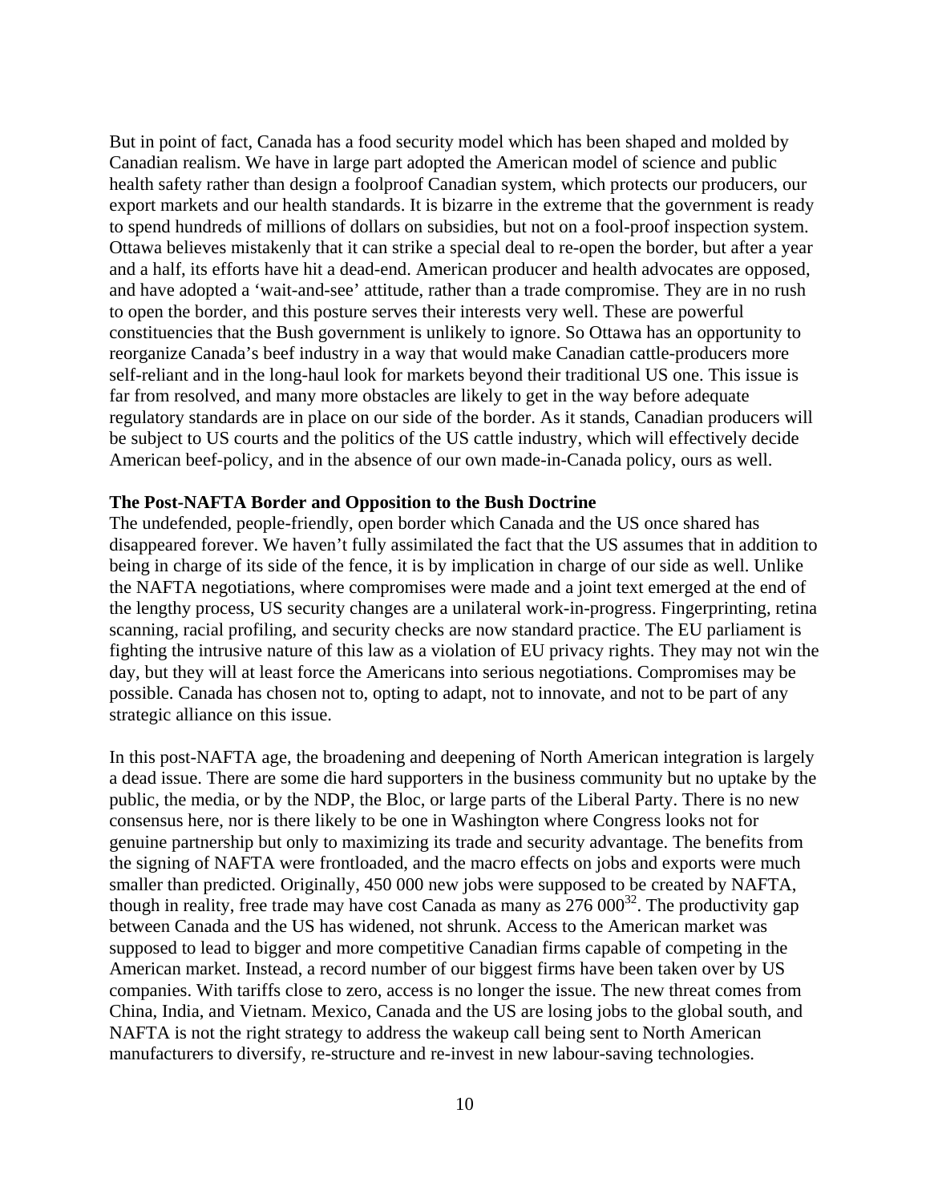But in point of fact, Canada has a food security model which has been shaped and molded by Canadian realism. We have in large part adopted the American model of science and public health safety rather than design a foolproof Canadian system, which protects our producers, our export markets and our health standards. It is bizarre in the extreme that the government is ready to spend hundreds of millions of dollars on subsidies, but not on a fool-proof inspection system. Ottawa believes mistakenly that it can strike a special deal to re-open the border, but after a year and a half, its efforts have hit a dead-end. American producer and health advocates are opposed, and have adopted a 'wait-and-see' attitude, rather than a trade compromise. They are in no rush to open the border, and this posture serves their interests very well. These are powerful constituencies that the Bush government is unlikely to ignore. So Ottawa has an opportunity to reorganize Canada's beef industry in a way that would make Canadian cattle-producers more self-reliant and in the long-haul look for markets beyond their traditional US one. This issue is far from resolved, and many more obstacles are likely to get in the way before adequate regulatory standards are in place on our side of the border. As it stands, Canadian producers will be subject to US courts and the politics of the US cattle industry, which will effectively decide American beef-policy, and in the absence of our own made-in-Canada policy, ours as well.

**The Post-NAFTA Border and Opposition to the Bush Doctrine**

The undefended, people-friendly, open border which Canada and the US once shared has disappeared forever. We haven't fully assimilated the fact that the US assumes that in addition to being in charge of its side of the fence, it is by implication in charge of our side as well. Unlike the NAFTA negotiations, where compromises were made and a joint text emerged at the end of the lengthy process, US security changes are a unilateral work-in-progress. Fingerprinting, retina scanning, racial profiling, and security checks are now standard practice. The EU parliament is fighting the intrusive nature of this law as a violation of EU privacy rights. They may not win the day, but they will at least force the Americans into serious negotiations. Compromises may be possible. Canada has chosen not to, opting to adapt, not to innovate, and not to be part of any strategic alliance on this issue.

In this post-NAFTA age, the broadening and deepening of North American integration is largely a dead issue. There are some die hard supporters in the business community but no uptake by the public, the media, or by the NDP, the Bloc, or large parts of the Liberal Party. There is no new consensus here, nor is there likely to be one in Washington where Congress looks not for genuine partnership but only to maximizing its trade and security advantage. The benefits from the signing of NAFTA were frontloaded, and the macro effects on jobs and exports were much smaller than predicted. Originally, 450 000 new jobs were supposed to be created by NAFTA, though in reality, free trade may have cost Canada as many as 276 000[32]. The productivity gap between Canada and the US has widened, not shrunk. Access to the American market was supposed to lead to bigger and more competitive Canadian firms capable of competing in the American market. Instead, a record number of our biggest firms have been taken over by US companies. With tariffs close to zero, access is no longer the issue. The new threat comes from China, India, and Vietnam. Mexico, Canada and the US are losing jobs to the global south, and NAFTA is not the right strategy to address the wakeup call being sent to North American manufacturers to diversify, re-structure and re-invest in new labour-saving technologies.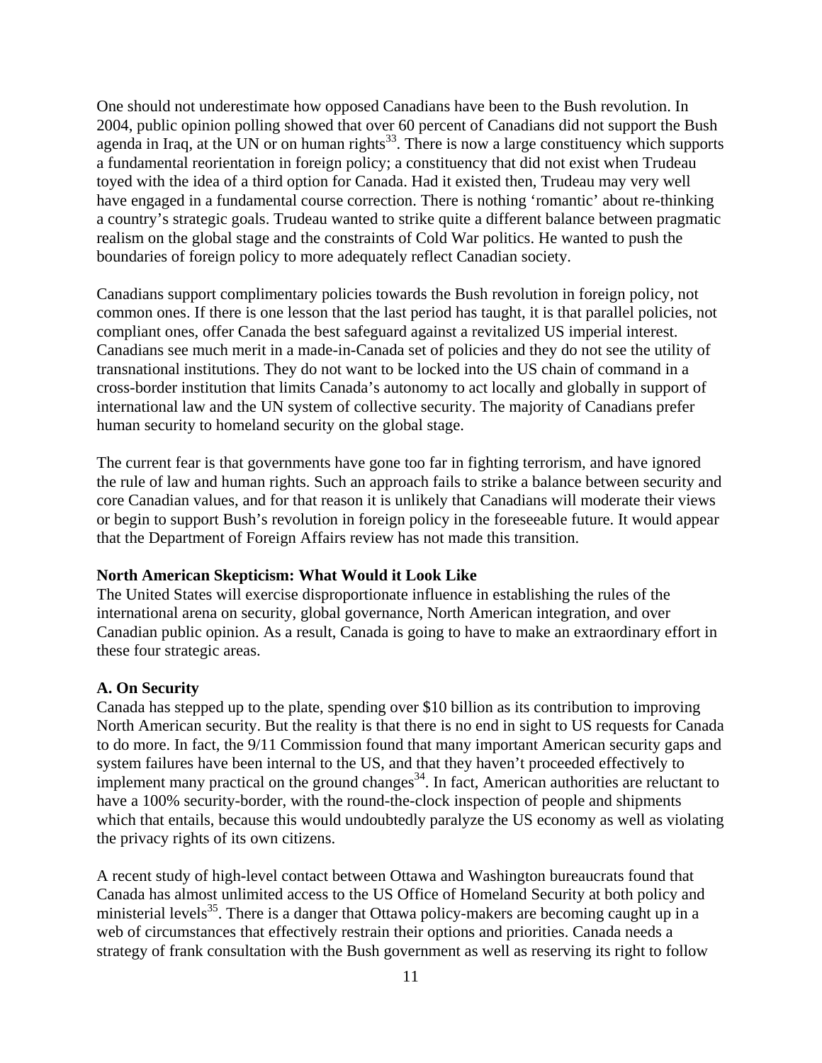One should not underestimate how opposed Canadians have been to the Bush revolution. In 2004, public opinion polling showed that over 60 percent of Canadians did not support the Bush agenda in Iraq, at the UN or on human rights[33]. There is now a large constituency which supports a fundamental reorientation in foreign policy; a constituency that did not exist when Trudeau toyed with the idea of a third option for Canada. Had it existed then, Trudeau may very well have engaged in a fundamental course correction. There is nothing 'romantic' about re-thinking a country's strategic goals. Trudeau wanted to strike quite a different balance between pragmatic realism on the global stage and the constraints of Cold War politics. He wanted to push the boundaries of foreign policy to more adequately reflect Canadian society.

Canadians support complimentary policies towards the Bush revolution in foreign policy, not common ones. If there is one lesson that the last period has taught, it is that parallel policies, not compliant ones, offer Canada the best safeguard against a revitalized US imperial interest. Canadians see much merit in a made-in-Canada set of policies and they do not see the utility of transnational institutions. They do not want to be locked into the US chain of command in a cross-border institution that limits Canada's autonomy to act locally and globally in support of international law and the UN system of collective security. The majority of Canadians prefer human security to homeland security on the global stage.

The current fear is that governments have gone too far in fighting terrorism, and have ignored the rule of law and human rights. Such an approach fails to strike a balance between security and core Canadian values, and for that reason it is unlikely that Canadians will moderate their views or begin to support Bush's revolution in foreign policy in the foreseeable future. It would appear that the Department of Foreign Affairs review has not made this transition.

## North American Skepticism: What Would it Look Like

The United States will exercise disproportionate influence in establishing the rules of the international arena on security, global governance, North American integration, and over Canadian public opinion. As a result, Canada is going to have to make an extraordinary effort in these four strategic areas.

### A. On Security

Canada has stepped up to the plate, spending over $10 billion as its contribution to improving North American security. But the reality is that there is no end in sight to US requests for Canada to do more. In fact, the 9/11 Commission found that many important American security gaps and system failures have been internal to the US, and that they haven't proceeded effectively to implement many practical on the ground changes[34]. In fact, American authorities are reluctant to have a 100% security-border, with the round-the-clock inspection of people and shipments which that entails, because this would undoubtedly paralyze the US economy as well as violating the privacy rights of its own citizens.

A recent study of high-level contact between Ottawa and Washington bureaucrats found that Canada has almost unlimited access to the US Office of Homeland Security at both policy and ministerial levels[35]. There is a danger that Ottawa policy-makers are becoming caught up in a web of circumstances that effectively restrain their options and priorities. Canada needs a strategy of frank consultation with the Bush government as well as reserving its right to follow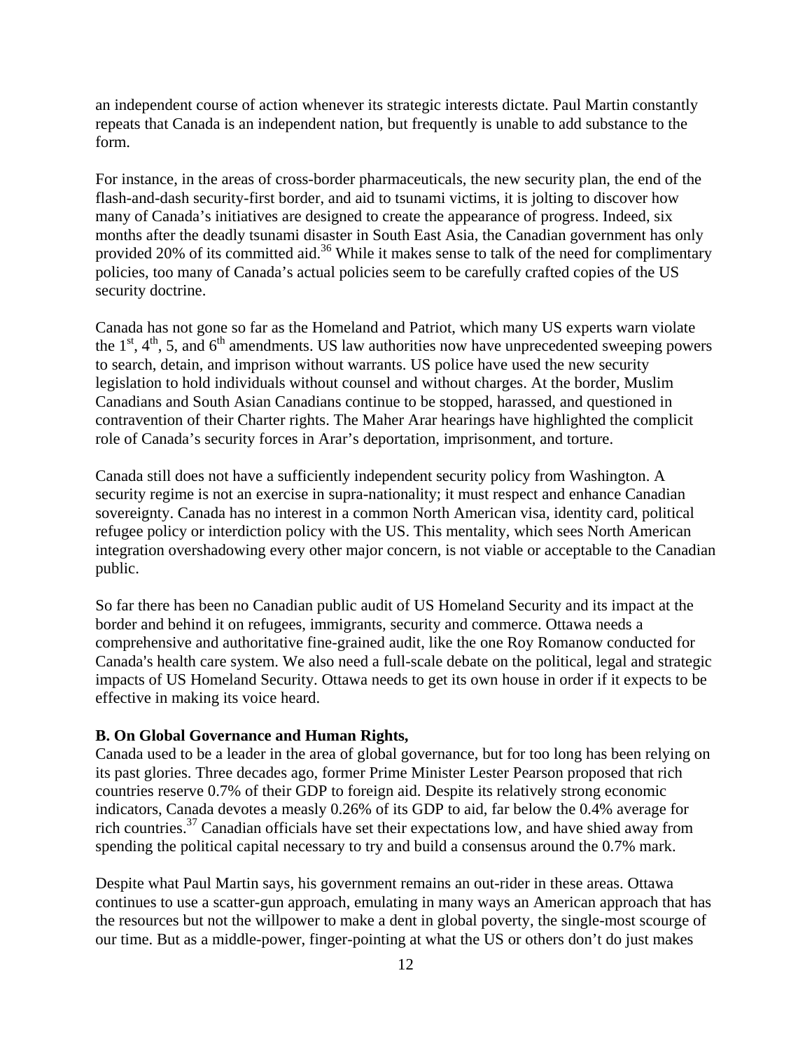an independent course of action whenever its strategic interests dictate. Paul Martin constantly repeats that Canada is an independent nation, but frequently is unable to add substance to the form.

For instance, in the areas of cross-border pharmaceuticals, the new security plan, the end of the flash-and-dash security-first border, and aid to tsunami victims, it is jolting to discover how many of Canada's initiatives are designed to create the appearance of progress. Indeed, six months after the deadly tsunami disaster in South East Asia, the Canadian government has only provided 20% of its committed aid.[36] While it makes sense to talk of the need for complimentary policies, too many of Canada's actual policies seem to be carefully crafted copies of the US security doctrine.

Canada has not gone so far as the Homeland and Patriot, which many US experts warn violate the 1st, 4th, 5, and 6th amendments. US law authorities now have unprecedented sweeping powers to search, detain, and imprison without warrants. US police have used the new security legislation to hold individuals without counsel and without charges. At the border, Muslim Canadians and South Asian Canadians continue to be stopped, harassed, and questioned in contravention of their Charter rights. The Maher Arar hearings have highlighted the complicit role of Canada's security forces in Arar's deportation, imprisonment, and torture.

Canada still does not have a sufficiently independent security policy from Washington. A security regime is not an exercise in supra-nationality; it must respect and enhance Canadian sovereignty. Canada has no interest in a common North American visa, identity card, political refugee policy or interdiction policy with the US. This mentality, which sees North American integration overshadowing every other major concern, is not viable or acceptable to the Canadian public.

So far there has been no Canadian public audit of US Homeland Security and its impact at the border and behind it on refugees, immigrants, security and commerce. Ottawa needs a comprehensive and authoritative fine-grained audit, like the one Roy Romanow conducted for Canada's health care system. We also need a full-scale debate on the political, legal and strategic impacts of US Homeland Security. Ottawa needs to get its own house in order if it expects to be effective in making its voice heard.

**B. On Global Governance and Human Rights,**

Canada used to be a leader in the area of global governance, but for too long has been relying on its past glories. Three decades ago, former Prime Minister Lester Pearson proposed that rich countries reserve 0.7% of their GDP to foreign aid. Despite its relatively strong economic indicators, Canada devotes a measly 0.26% of its GDP to aid, far below the 0.4% average for rich countries.[37] Canadian officials have set their expectations low, and have shied away from spending the political capital necessary to try and build a consensus around the 0.7% mark.

Despite what Paul Martin says, his government remains an out-rider in these areas. Ottawa continues to use a scatter-gun approach, emulating in many ways an American approach that has the resources but not the willpower to make a dent in global poverty, the single-most scourge of our time. But as a middle-power, finger-pointing at what the US or others don't do just makes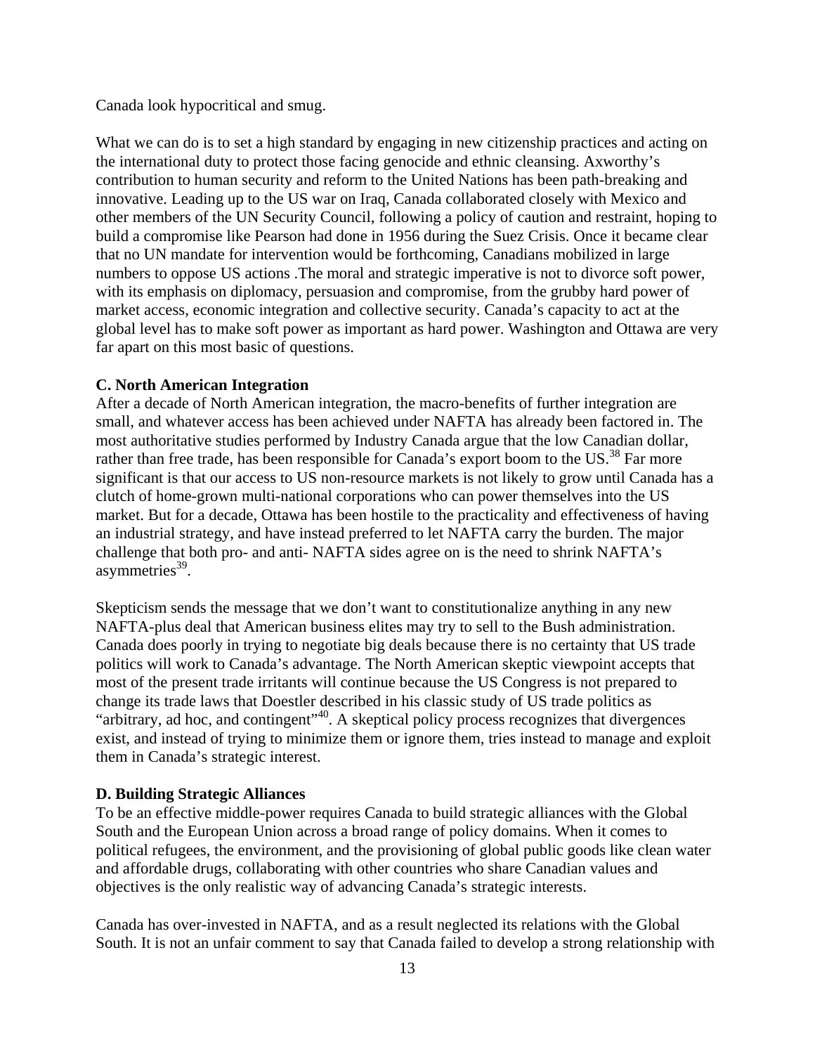Canada look hypocritical and smug.

What we can do is to set a high standard by engaging in new citizenship practices and acting on the international duty to protect those facing genocide and ethnic cleansing. Axworthy's contribution to human security and reform to the United Nations has been path-breaking and innovative. Leading up to the US war on Iraq, Canada collaborated closely with Mexico and other members of the UN Security Council, following a policy of caution and restraint, hoping to build a compromise like Pearson had done in 1956 during the Suez Crisis. Once it became clear that no UN mandate for intervention would be forthcoming, Canadians mobilized in large numbers to oppose US actions .The moral and strategic imperative is not to divorce soft power, with its emphasis on diplomacy, persuasion and compromise, from the grubby hard power of market access, economic integration and collective security. Canada's capacity to act at the global level has to make soft power as important as hard power. Washington and Ottawa are very far apart on this most basic of questions.

**C. North American Integration**

After a decade of North American integration, the macro-benefits of further integration are small, and whatever access has been achieved under NAFTA has already been factored in. The most authoritative studies performed by Industry Canada argue that the low Canadian dollar, rather than free trade, has been responsible for Canada's export boom to the US.[38] Far more significant is that our access to US non-resource markets is not likely to grow until Canada has a clutch of home-grown multi-national corporations who can power themselves into the US market. But for a decade, Ottawa has been hostile to the practicality and effectiveness of having an industrial strategy, and have instead preferred to let NAFTA carry the burden. The major challenge that both pro- and anti- NAFTA sides agree on is the need to shrink NAFTA's asymmetries[39].

Skepticism sends the message that we don't want to constitutionalize anything in any new NAFTA-plus deal that American business elites may try to sell to the Bush administration. Canada does poorly in trying to negotiate big deals because there is no certainty that US trade politics will work to Canada's advantage. The North American skeptic viewpoint accepts that most of the present trade irritants will continue because the US Congress is not prepared to change its trade laws that Doestler described in his classic study of US trade politics as "arbitrary, ad hoc, and contingent"[40]. A skeptical policy process recognizes that divergences exist, and instead of trying to minimize them or ignore them, tries instead to manage and exploit them in Canada's strategic interest.

**D. Building Strategic Alliances**

To be an effective middle-power requires Canada to build strategic alliances with the Global South and the European Union across a broad range of policy domains. When it comes to political refugees, the environment, and the provisioning of global public goods like clean water and affordable drugs, collaborating with other countries who share Canadian values and objectives is the only realistic way of advancing Canada's strategic interests.

Canada has over-invested in NAFTA, and as a result neglected its relations with the Global South. It is not an unfair comment to say that Canada failed to develop a strong relationship with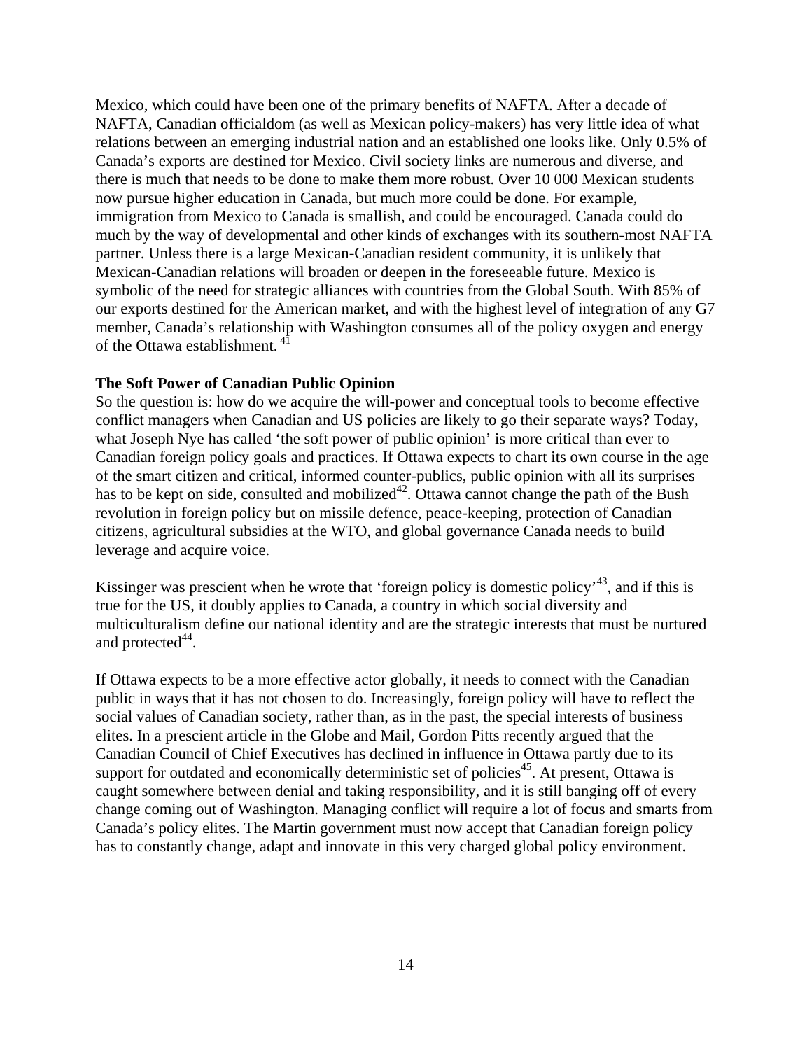Mexico, which could have been one of the primary benefits of NAFTA. After a decade of NAFTA, Canadian officialdom (as well as Mexican policy-makers) has very little idea of what relations between an emerging industrial nation and an established one looks like. Only 0.5% of Canada's exports are destined for Mexico. Civil society links are numerous and diverse, and there is much that needs to be done to make them more robust. Over 10 000 Mexican students now pursue higher education in Canada, but much more could be done. For example, immigration from Mexico to Canada is smallish, and could be encouraged. Canada could do much by the way of developmental and other kinds of exchanges with its southern-most NAFTA partner. Unless there is a large Mexican-Canadian resident community, it is unlikely that Mexican-Canadian relations will broaden or deepen in the foreseeable future. Mexico is symbolic of the need for strategic alliances with countries from the Global South. With 85% of our exports destined for the American market, and with the highest level of integration of any G7 member, Canada's relationship with Washington consumes all of the policy oxygen and energy of the Ottawa establishment. [41]

**The Soft Power of Canadian Public Opinion**

So the question is: how do we acquire the will-power and conceptual tools to become effective conflict managers when Canadian and US policies are likely to go their separate ways? Today, what Joseph Nye has called 'the soft power of public opinion' is more critical than ever to Canadian foreign policy goals and practices. If Ottawa expects to chart its own course in the age of the smart citizen and critical, informed counter-publics, public opinion with all its surprises has to be kept on side, consulted and mobilized[42]. Ottawa cannot change the path of the Bush revolution in foreign policy but on missile defence, peace-keeping, protection of Canadian citizens, agricultural subsidies at the WTO, and global governance Canada needs to build leverage and acquire voice.

Kissinger was prescient when he wrote that 'foreign policy is domestic policy'[43], and if this is true for the US, it doubly applies to Canada, a country in which social diversity and multiculturalism define our national identity and are the strategic interests that must be nurtured and protected[44].

If Ottawa expects to be a more effective actor globally, it needs to connect with the Canadian public in ways that it has not chosen to do. Increasingly, foreign policy will have to reflect the social values of Canadian society, rather than, as in the past, the special interests of business elites. In a prescient article in the Globe and Mail, Gordon Pitts recently argued that the Canadian Council of Chief Executives has declined in influence in Ottawa partly due to its support for outdated and economically deterministic set of policies[45]. At present, Ottawa is caught somewhere between denial and taking responsibility, and it is still banging off of every change coming out of Washington. Managing conflict will require a lot of focus and smarts from Canada's policy elites. The Martin government must now accept that Canadian foreign policy has to constantly change, adapt and innovate in this very charged global policy environment.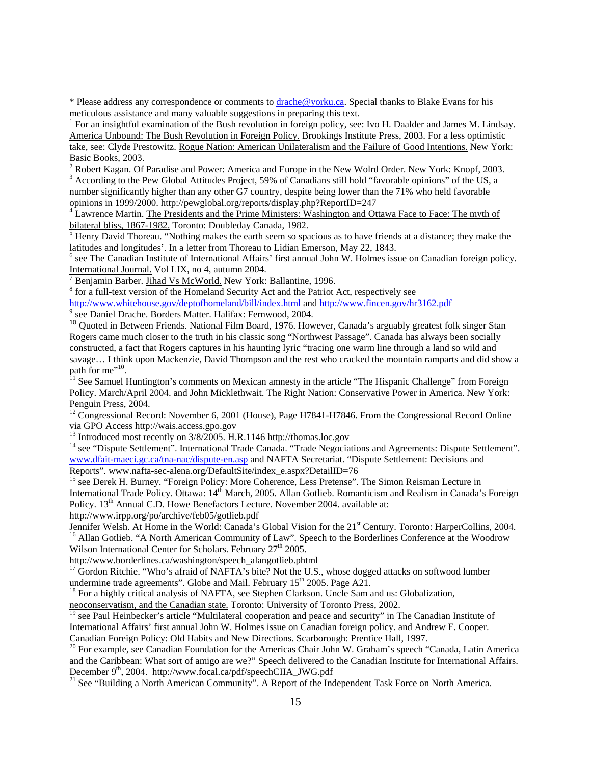\* Please address any correspondence or comments to drache@yorku.ca. Special thanks to Blake Evans for his meticulous assistance and many valuable suggestions in preparing this text.

[1] For an insightful examination of the Bush revolution in foreign policy, see: Ivo H. Daalder and James M. Lindsay. America Unbound: The Bush Revolution in Foreign Policy. Brookings Institute Press, 2003. For a less optimistic take, see: Clyde Prestowitz. Rogue Nation: American Unilateralism and the Failure of Good Intentions. New York: Basic Books, 2003.

[2] Robert Kagan. Of Paradise and Power: America and Europe in the New Wolrd Order. New York: Knopf, 2003.

[3] According to the Pew Global Attitudes Project, 59% of Canadians still hold "favorable opinions" of the US, a number significantly higher than any other G7 country, despite being lower than the 71% who held favorable opinions in 1999/2000. http://pewglobal.org/reports/display.php?ReportID=247

[4] Lawrence Martin. The Presidents and the Prime Ministers: Washington and Ottawa Face to Face: The myth of bilateral bliss, 1867-1982. Toronto: Doubleday Canada, 1982.

[5] Henry David Thoreau. "Nothing makes the earth seem so spacious as to have friends at a distance; they make the latitudes and longitudes'. In a letter from Thoreau to Lidian Emerson, May 22, 1843.

[6] see The Canadian Institute of International Affairs' first annual John W. Holmes issue on Canadian foreign policy. International Journal. Vol LIX, no 4, autumn 2004.

[7] Benjamin Barber. Jihad Vs McWorld. New York: Ballantine, 1996.

[8] for a full-text version of the Homeland Security Act and the Patriot Act, respectively see http://www.whitehouse.gov/deptofhomeland/bill/index.html and http://www.fincen.gov/hr3162.pdf

[9] see Daniel Drache. Borders Matter. Halifax: Fernwood, 2004.

[10] Quoted in Between Friends. National Film Board, 1976. However, Canada's arguably greatest folk singer Stan Rogers came much closer to the truth in his classic song "Northwest Passage". Canada has always been socially constructed, a fact that Rogers captures in his haunting lyric "tracing one warm line through a land so wild and savage… I think upon Mackenzie, David Thompson and the rest who cracked the mountain ramparts and did show a path for me"[10].

[11] See Samuel Huntington's comments on Mexican amnesty in the article "The Hispanic Challenge" from Foreign Policy. March/April 2004. and John Micklethwait. The Right Nation: Conservative Power in America. New York: Penguin Press, 2004.

[12] Congressional Record: November 6, 2001 (House), Page H7841-H7846. From the Congressional Record Online via GPO Access http://wais.access.gpo.gov

[13] Introduced most recently on 3/8/2005. H.R.1146 http://thomas.loc.gov

[14] see "Dispute Settlement". International Trade Canada. "Trade Negociations and Agreements: Dispute Settlement". www.dfait-maeci.gc.ca/tna-nac/dispute-en.asp and NAFTA Secretariat. "Dispute Settlement: Decisions and Reports". www.nafta-sec-alena.org/DefaultSite/index_e.aspx?DetailID=76

[15] see Derek H. Burney. "Foreign Policy: More Coherence, Less Pretense". The Simon Reisman Lecture in International Trade Policy. Ottawa: 14th March, 2005. Allan Gotlieb. Romanticism and Realism in Canada's Foreign Policy. 13th Annual C.D. Howe Benefactors Lecture. November 2004. available at: http://www.irpp.org/po/archive/feb05/gotlieb.pdf
Jennifer Welsh. At Home in the World: Canada's Global Vision for the 21st Century. Toronto: HarperCollins, 2004.

[16] Allan Gotlieb. "A North American Community of Law". Speech to the Borderlines Conference at the Woodrow Wilson International Center for Scholars. February 27th 2005.
http://www.borderlines.ca/washington/speech_alangotlieb.phtml

[17] Gordon Ritchie. "Who's afraid of NAFTA's bite? Not the U.S., whose dogged attacks on softwood lumber undermine trade agreements". Globe and Mail. February 15th 2005. Page A21.

[18] For a highly critical analysis of NAFTA, see Stephen Clarkson. Uncle Sam and us: Globalization, neoconservatism, and the Canadian state. Toronto: University of Toronto Press, 2002.

[19] see Paul Heinbecker's article "Multilateral cooperation and peace and security" in The Canadian Institute of International Affairs' first annual John W. Holmes issue on Canadian foreign policy. and Andrew F. Cooper. Canadian Foreign Policy: Old Habits and New Directions. Scarborough: Prentice Hall, 1997.

[20] For example, see Canadian Foundation for the Americas Chair John W. Graham's speech "Canada, Latin America and the Caribbean: What sort of amigo are we?" Speech delivered to the Canadian Institute for International Affairs. December 9th, 2004. http://www.focal.ca/pdf/speechCIIA_JWG.pdf

[21] See "Building a North American Community". A Report of the Independent Task Force on North America.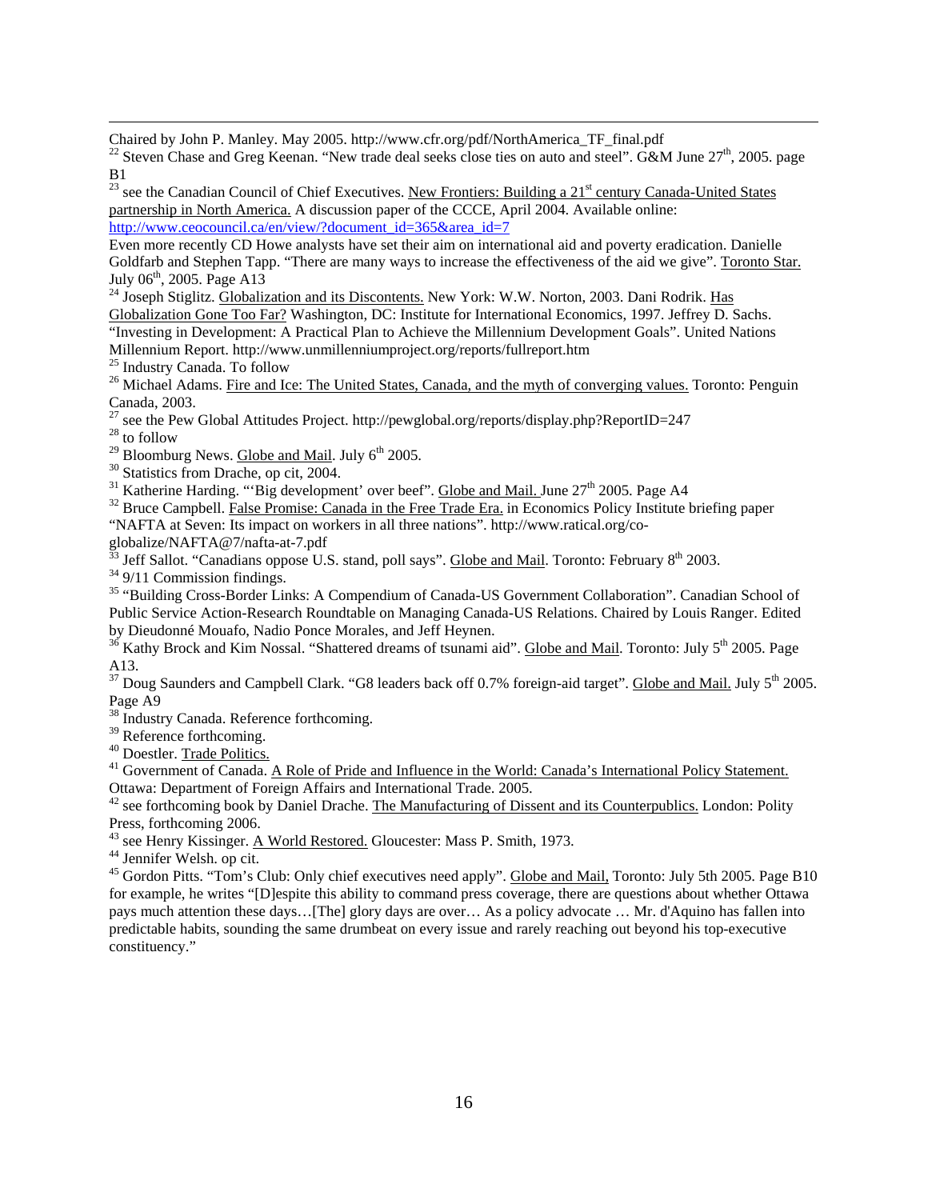Chaired by John P. Manley. May 2005. http://www.cfr.org/pdf/NorthAmerica_TF_final.pdf

[22] Steven Chase and Greg Keenan. "New trade deal seeks close ties on auto and steel". G&M June 27th, 2005. page B1

[23] see the Canadian Council of Chief Executives. New Frontiers: Building a 21st century Canada-United States partnership in North America. A discussion paper of the CCCE, April 2004. Available online: http://www.ceocouncil.ca/en/view/?document_id=365&area_id=7

Even more recently CD Howe analysts have set their aim on international aid and poverty eradication. Danielle Goldfarb and Stephen Tapp. "There are many ways to increase the effectiveness of the aid we give". Toronto Star. July 06th, 2005. Page A13

[24] Joseph Stiglitz. Globalization and its Discontents. New York: W.W. Norton, 2003. Dani Rodrik. Has Globalization Gone Too Far? Washington, DC: Institute for International Economics, 1997. Jeffrey D. Sachs. "Investing in Development: A Practical Plan to Achieve the Millennium Development Goals". United Nations Millennium Report. http://www.unmillenniumproject.org/reports/fullreport.htm

[25] Industry Canada. To follow

[26] Michael Adams. Fire and Ice: The United States, Canada, and the myth of converging values. Toronto: Penguin Canada, 2003.

[27] see the Pew Global Attitudes Project. http://pewglobal.org/reports/display.php?ReportID=247

[28] to follow

[29] Bloomburg News. Globe and Mail. July 6th 2005.

[30] Statistics from Drache, op cit, 2004.

[31] Katherine Harding. "'Big development' over beef". Globe and Mail. June 27th 2005. Page A4

[32] Bruce Campbell. False Promise: Canada in the Free Trade Era. in Economics Policy Institute briefing paper "NAFTA at Seven: Its impact on workers in all three nations". http://www.ratical.org/co-globalize/NAFTA@7/nafta-at-7.pdf

[33] Jeff Sallot. "Canadians oppose U.S. stand, poll says". Globe and Mail. Toronto: February 8th 2003.

[34] 9/11 Commission findings.

[35] "Building Cross-Border Links: A Compendium of Canada-US Government Collaboration". Canadian School of Public Service Action-Research Roundtable on Managing Canada-US Relations. Chaired by Louis Ranger. Edited by Dieudonné Mouafo, Nadio Ponce Morales, and Jeff Heynen.

[36] Kathy Brock and Kim Nossal. "Shattered dreams of tsunami aid". Globe and Mail. Toronto: July 5th 2005. Page A13.

[37] Doug Saunders and Campbell Clark. "G8 leaders back off 0.7% foreign-aid target". Globe and Mail. July 5th 2005. Page A9

[38] Industry Canada. Reference forthcoming.

[39] Reference forthcoming.

[40] Doestler. Trade Politics.

[41] Government of Canada. A Role of Pride and Influence in the World: Canada's International Policy Statement. Ottawa: Department of Foreign Affairs and International Trade. 2005.

[42] see forthcoming book by Daniel Drache. The Manufacturing of Dissent and its Counterpublics. London: Polity Press, forthcoming 2006.

[43] see Henry Kissinger. A World Restored. Gloucester: Mass P. Smith, 1973.

[44] Jennifer Welsh. op cit.

[45] Gordon Pitts. "Tom's Club: Only chief executives need apply". Globe and Mail, Toronto: July 5th 2005. Page B10 for example, he writes "[D]espite this ability to command press coverage, there are questions about whether Ottawa pays much attention these days…[The] glory days are over… As a policy advocate … Mr. d'Aquino has fallen into predictable habits, sounding the same drumbeat on every issue and rarely reaching out beyond his top-executive constituency."